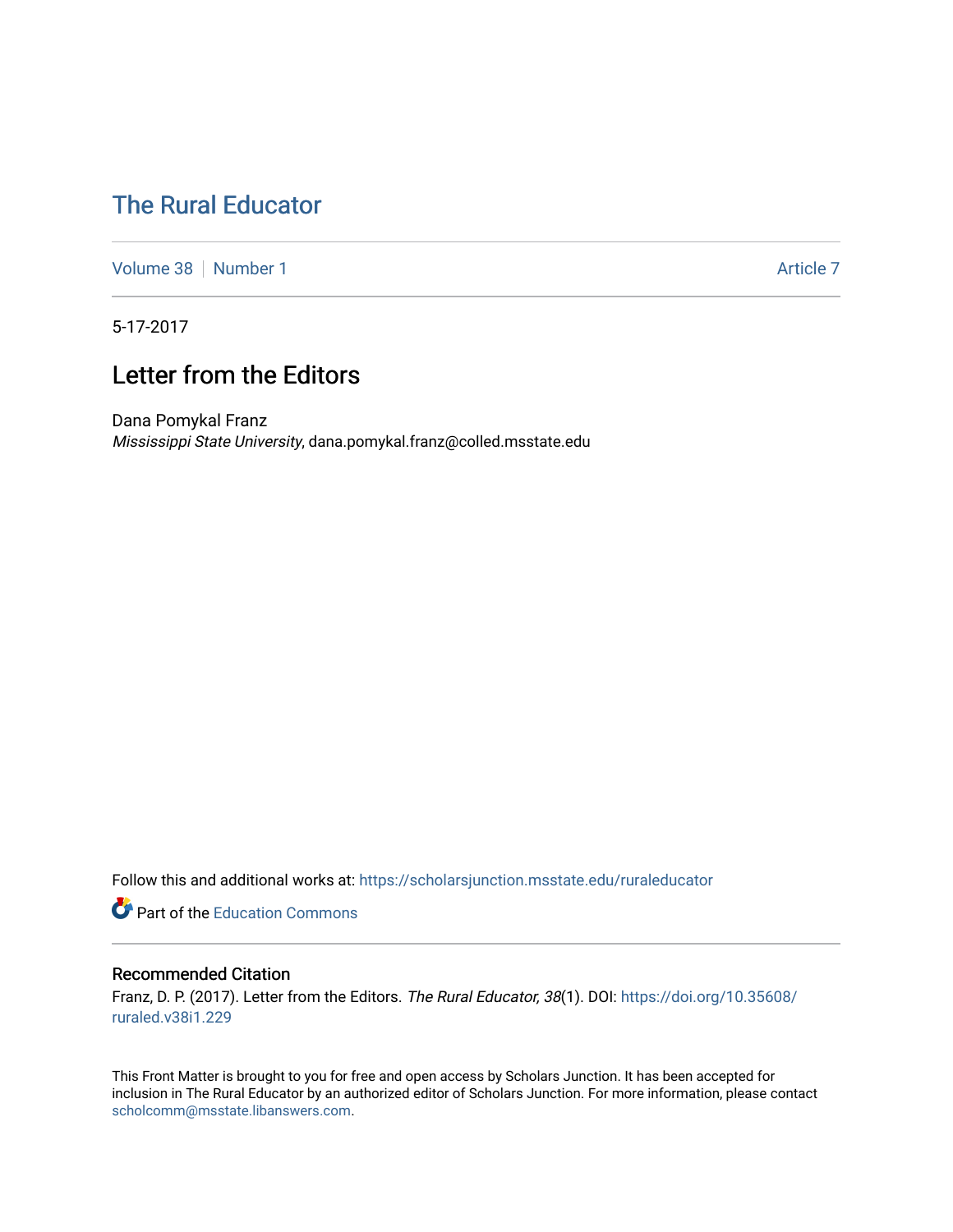# The Rural Educator

Volume 38 | Number 1 | Article 7

5-17-2017

## Letter from the Editors

Dana Pomykal Franz
*Mississippi State University*, dana.pomykal.franz@colled.msstate.edu

Follow this and additional works at: https://scholarsjunction.msstate.edu/ruraleducator

Part of the Education Commons

### Recommended Citation

Franz, D. P. (2017). Letter from the Editors. *The Rural Educator, 38*(1). DOI: https://doi.org/10.35608/ruraled.v38i1.229

This Front Matter is brought to you for free and open access by Scholars Junction. It has been accepted for inclusion in The Rural Educator by an authorized editor of Scholars Junction. For more information, please contact scholcomm@msstate.libanswers.com.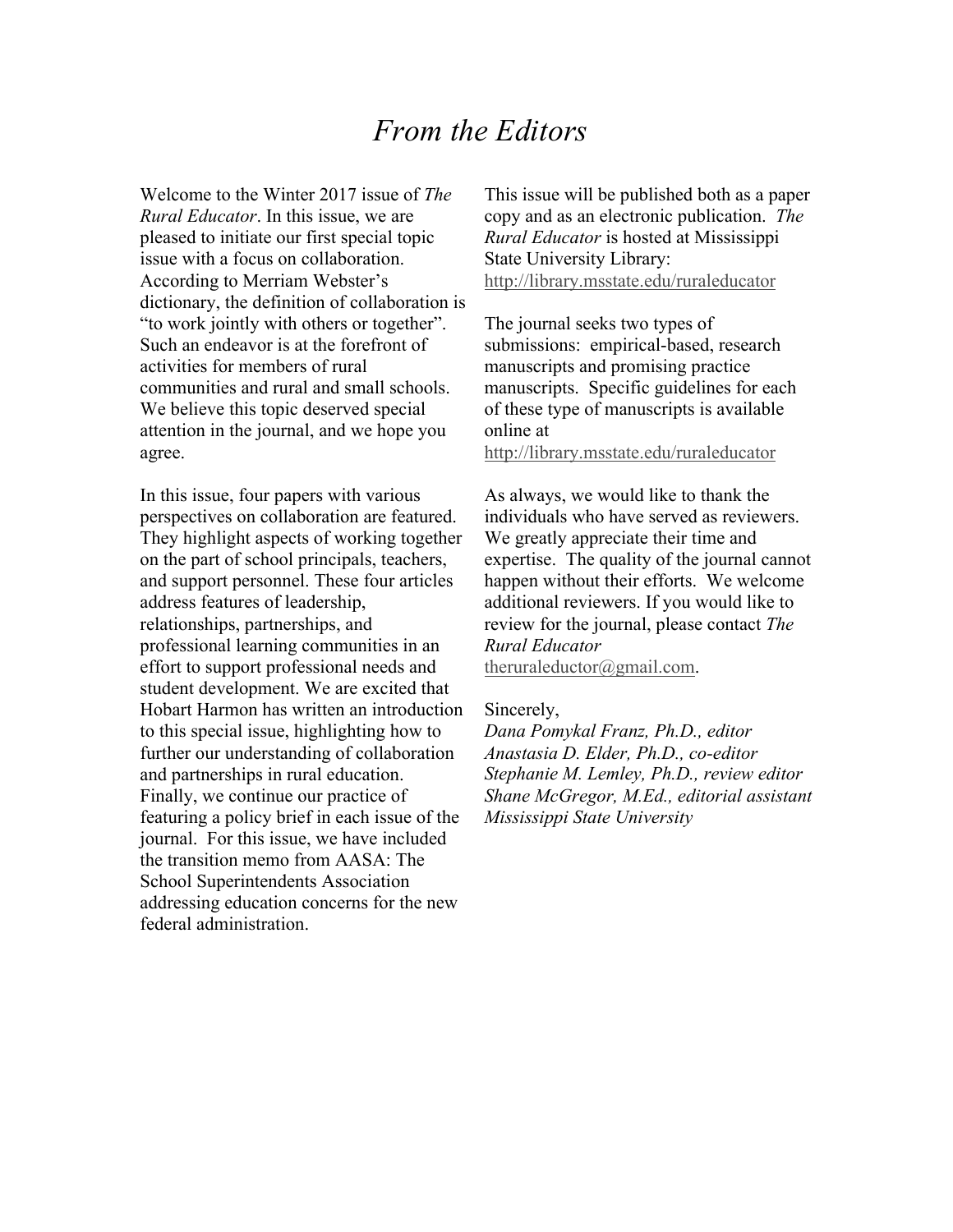# *From the Editors*

Welcome to the Winter 2017 issue of *The Rural Educator*. In this issue, we are pleased to initiate our first special topic issue with a focus on collaboration. According to Merriam Webster's dictionary, the definition of collaboration is "to work jointly with others or together". Such an endeavor is at the forefront of activities for members of rural communities and rural and small schools. We believe this topic deserved special attention in the journal, and we hope you agree.

In this issue, four papers with various perspectives on collaboration are featured. They highlight aspects of working together on the part of school principals, teachers, and support personnel. These four articles address features of leadership, relationships, partnerships, and professional learning communities in an effort to support professional needs and student development. We are excited that Hobart Harmon has written an introduction to this special issue, highlighting how to further our understanding of collaboration and partnerships in rural education. Finally, we continue our practice of featuring a policy brief in each issue of the journal. For this issue, we have included the transition memo from AASA: The School Superintendents Association addressing education concerns for the new federal administration.

This issue will be published both as a paper copy and as an electronic publication. *The Rural Educator* is hosted at Mississippi State University Library: http://library.msstate.edu/ruraleducator

The journal seeks two types of submissions: empirical-based, research manuscripts and promising practice manuscripts. Specific guidelines for each of these type of manuscripts is available online at http://library.msstate.edu/ruraleducator

As always, we would like to thank the individuals who have served as reviewers. We greatly appreciate their time and expertise. The quality of the journal cannot happen without their efforts. We welcome additional reviewers. If you would like to review for the journal, please contact *The Rural Educator* theruraleductor@gmail.com.

Sincerely,
*Dana Pomykal Franz, Ph.D., editor*
*Anastasia D. Elder, Ph.D., co-editor*
*Stephanie M. Lemley, Ph.D., review editor*
*Shane McGregor, M.Ed., editorial assistant*
*Mississippi State University*